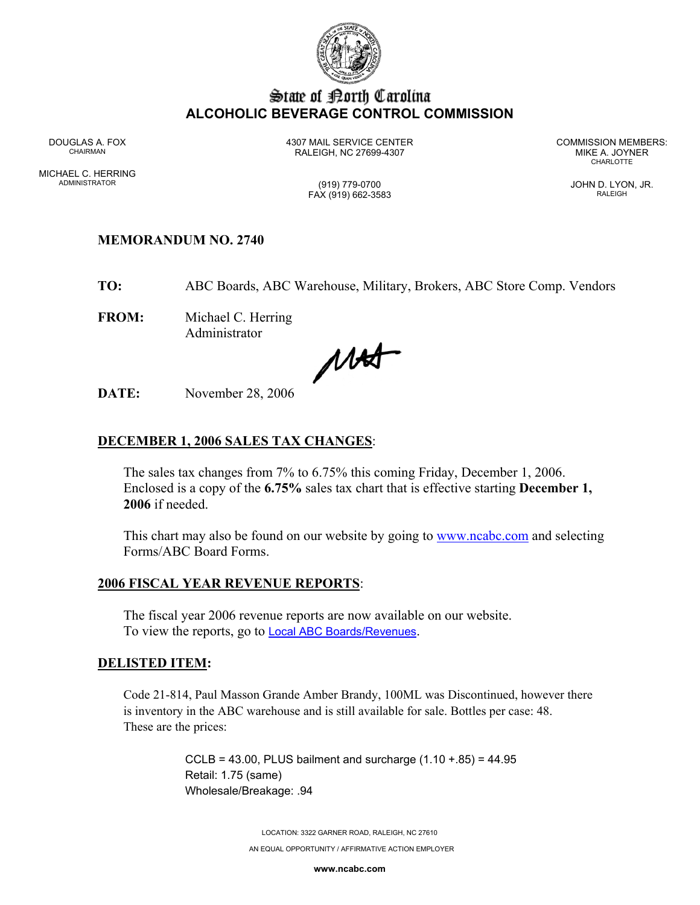# State of North Carolina
## ALCOHOLIC BEVERAGE CONTROL COMMISSION

DOUGLAS A. FOX
CHAIRMAN

MICHAEL C. HERRING
ADMINISTRATOR

4307 MAIL SERVICE CENTER
RALEIGH, NC 27699-4307

(919) 779-0700
FAX (919) 662-3583

COMMISSION MEMBERS:
MIKE A. JOYNER
CHARLOTTE

JOHN D. LYON, JR.
RALEIGH

**MEMORANDUM NO. 2740**

**TO:** ABC Boards, ABC Warehouse, Military, Brokers, ABC Store Comp. Vendors

**FROM:** Michael C. Herring
Administrator

**DATE:** November 28, 2006

**DECEMBER 1, 2006 SALES TAX CHANGES**:

The sales tax changes from 7% to 6.75% this coming Friday, December 1, 2006. Enclosed is a copy of the **6.75%** sales tax chart that is effective starting **December 1, 2006** if needed.

This chart may also be found on our website by going to www.ncabc.com and selecting Forms/ABC Board Forms.

**2006 FISCAL YEAR REVENUE REPORTS**:

The fiscal year 2006 revenue reports are now available on our website. To view the reports, go to Local ABC Boards/Revenues.

**DELISTED ITEM:**

Code 21-814, Paul Masson Grande Amber Brandy, 100ML was Discontinued, however there is inventory in the ABC warehouse and is still available for sale. Bottles per case: 48. These are the prices:

CCLB = 43.00, PLUS bailment and surcharge (1.10 +.85) = 44.95
Retail: 1.75 (same)
Wholesale/Breakage: .94

LOCATION: 3322 GARNER ROAD, RALEIGH, NC 27610
AN EQUAL OPPORTUNITY / AFFIRMATIVE ACTION EMPLOYER
www.ncabc.com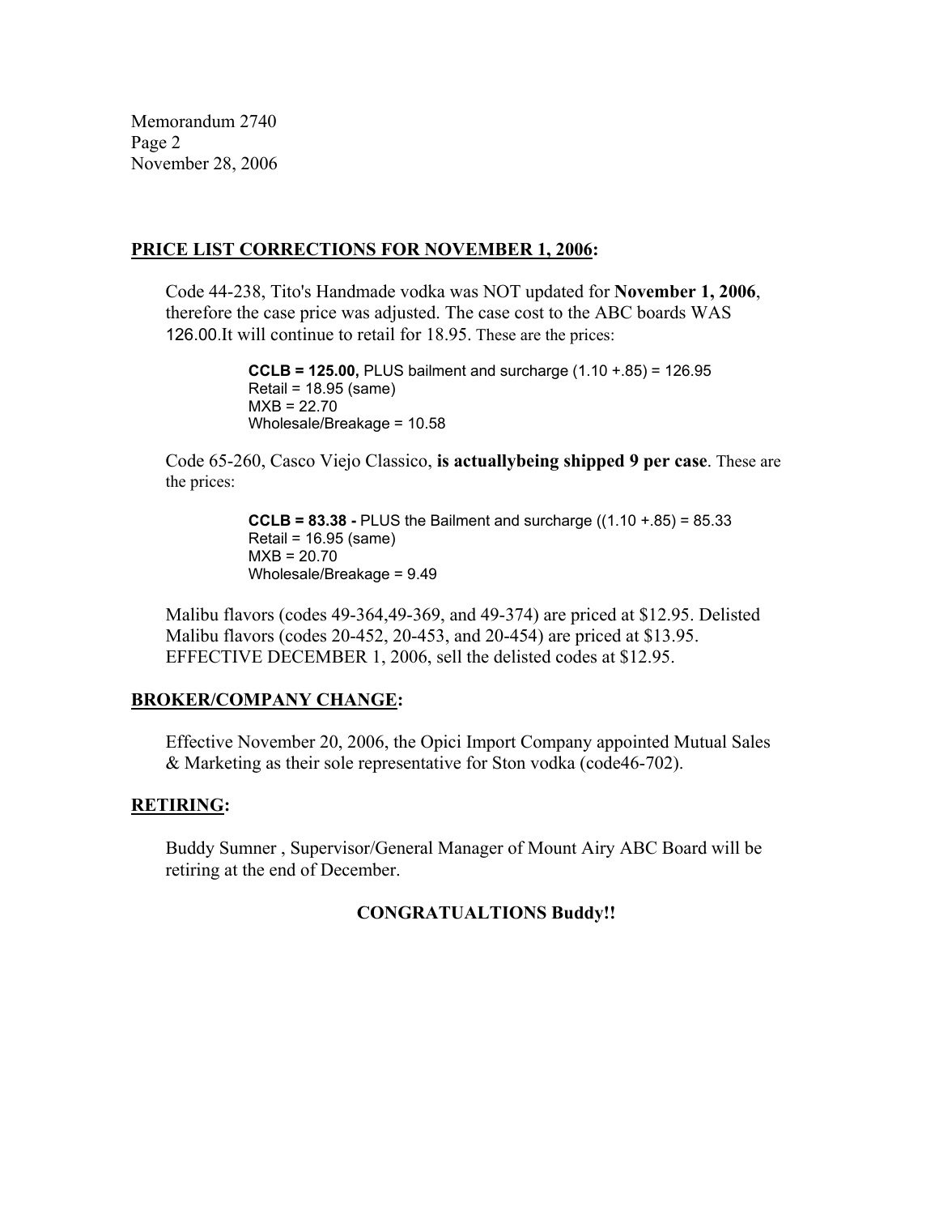Memorandum 2740
Page 2
November 28, 2006

**PRICE LIST CORRECTIONS FOR NOVEMBER 1, 2006:**

Code 44-238, Tito's Handmade vodka was NOT updated for **November 1, 2006**, therefore the case price was adjusted. The case cost to the ABC boards WAS 126.00.It will continue to retail for 18.95. These are the prices:

> **CCLB = 125.00,** PLUS bailment and surcharge (1.10 +.85) = 126.95
> Retail = 18.95 (same)
> MXB = 22.70
> Wholesale/Breakage = 10.58

Code 65-260, Casco Viejo Classico, **is actuallybeing shipped 9 per case**. These are the prices:

> **CCLB = 83.38 -** PLUS the Bailment and surcharge ((1.10 +.85) = 85.33
> Retail = 16.95 (same)
> MXB = 20.70
> Wholesale/Breakage = 9.49

Malibu flavors (codes 49-364,49-369, and 49-374) are priced at $12.95. Delisted Malibu flavors (codes 20-452, 20-453, and 20-454) are priced at $13.95. EFFECTIVE DECEMBER 1, 2006, sell the delisted codes at $12.95.

**BROKER/COMPANY CHANGE:**

Effective November 20, 2006, the Opici Import Company appointed Mutual Sales & Marketing as their sole representative for Ston vodka (code46-702).

**RETIRING:**

Buddy Sumner , Supervisor/General Manager of Mount Airy ABC Board will be retiring at the end of December.

**CONGRATUALTIONS Buddy!!**